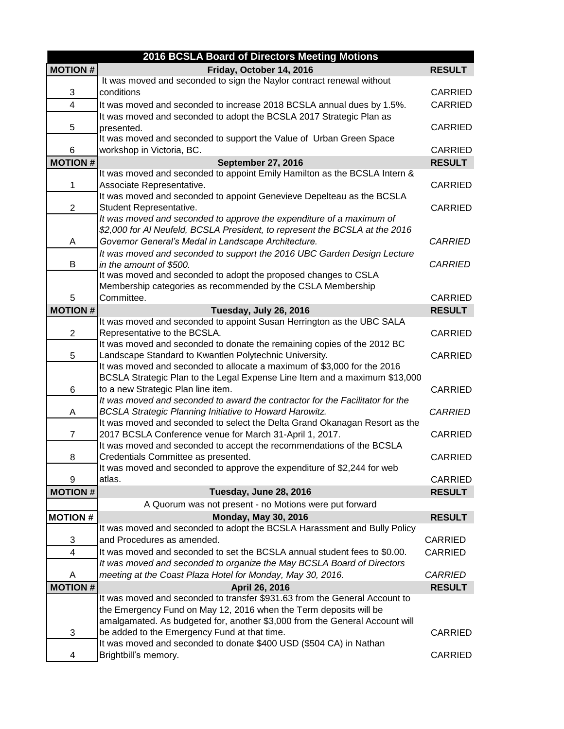# 2016 BCSLA Board of Directors Meeting Motions

| MOTION # | Friday, October 14, 2016 | RESULT |
|---|---|---|
| 3 | It was moved and seconded to sign the Naylor contract renewal without conditions | CARRIED |
| 4 | It was moved and seconded to increase 2018 BCSLA annual dues by 1.5%. | CARRIED |
| 5 | It was moved and seconded to adopt the BCSLA 2017 Strategic Plan as presented. | CARRIED |
| 6 | It was moved and seconded to support the Value of Urban Green Space workshop in Victoria, BC. | CARRIED |
| **MOTION #** | **September 27, 2016** | **RESULT** |
| 1 | It was moved and seconded to appoint Emily Hamilton as the BCSLA Intern & Associate Representative. | CARRIED |
| 2 | It was moved and seconded to appoint Genevieve Depelteau as the BCSLA Student Representative. | CARRIED |
| A | *It was moved and seconded to approve the expenditure of a maximum of $2,000 for Al Neufeld, BCSLA President, to represent the BCSLA at the 2016 Governor General's Medal in Landscape Architecture.* | *CARRIED* |
| B | *It was moved and seconded to support the 2016 UBC Garden Design Lecture in the amount of $500.* | *CARRIED* |
| 5 | It was moved and seconded to adopt the proposed changes to CSLA Membership categories as recommended by the CSLA Membership Committee. | CARRIED |
| **MOTION #** | **Tuesday, July 26, 2016** | **RESULT** |
| 2 | It was moved and seconded to appoint Susan Herrington as the UBC SALA Representative to the BCSLA. | CARRIED |
| 5 | It was moved and seconded to donate the remaining copies of the 2012 BC Landscape Standard to Kwantlen Polytechnic University. | CARRIED |
| 6 | It was moved and seconded to allocate a maximum of $3,000 for the 2016 BCSLA Strategic Plan to the Legal Expense Line Item and a maximum $13,000 to a new Strategic Plan line item. | CARRIED |
| A | *It was moved and seconded to award the contractor for the Facilitator for the BCSLA Strategic Planning Initiative to Howard Harowitz.* | *CARRIED* |
| 7 | It was moved and seconded to select the Delta Grand Okanagan Resort as the 2017 BCSLA Conference venue for March 31-April 1, 2017. | CARRIED |
| 8 | It was moved and seconded to accept the recommendations of the BCSLA Credentials Committee as presented. | CARRIED |
| 9 | It was moved and seconded to approve the expenditure of $2,244 for web atlas. | CARRIED |
| **MOTION #** | **Tuesday, June 28, 2016** | **RESULT** |
| | A Quorum was not present - no Motions were put forward | |
| **MOTION #** | **Monday, May 30, 2016** | **RESULT** |
| 3 | It was moved and seconded to adopt the BCSLA Harassment and Bully Policy and Procedures as amended. | CARRIED |
| 4 | It was moved and seconded to set the BCSLA annual student fees to $0.00. | CARRIED |
| A | *It was moved and seconded to organize the May BCSLA Board of Directors meeting at the Coast Plaza Hotel for Monday, May 30, 2016.* | *CARRIED* |
| **MOTION #** | **April 26, 2016** | **RESULT** |
| 3 | It was moved and seconded to transfer $931.63 from the General Account to the Emergency Fund on May 12, 2016 when the Term deposits will be amalgamated. As budgeted for, another $3,000 from the General Account will be added to the Emergency Fund at that time. | CARRIED |
| 4 | It was moved and seconded to donate $400 USD ($504 CA) in Nathan Brightbill's memory. | CARRIED |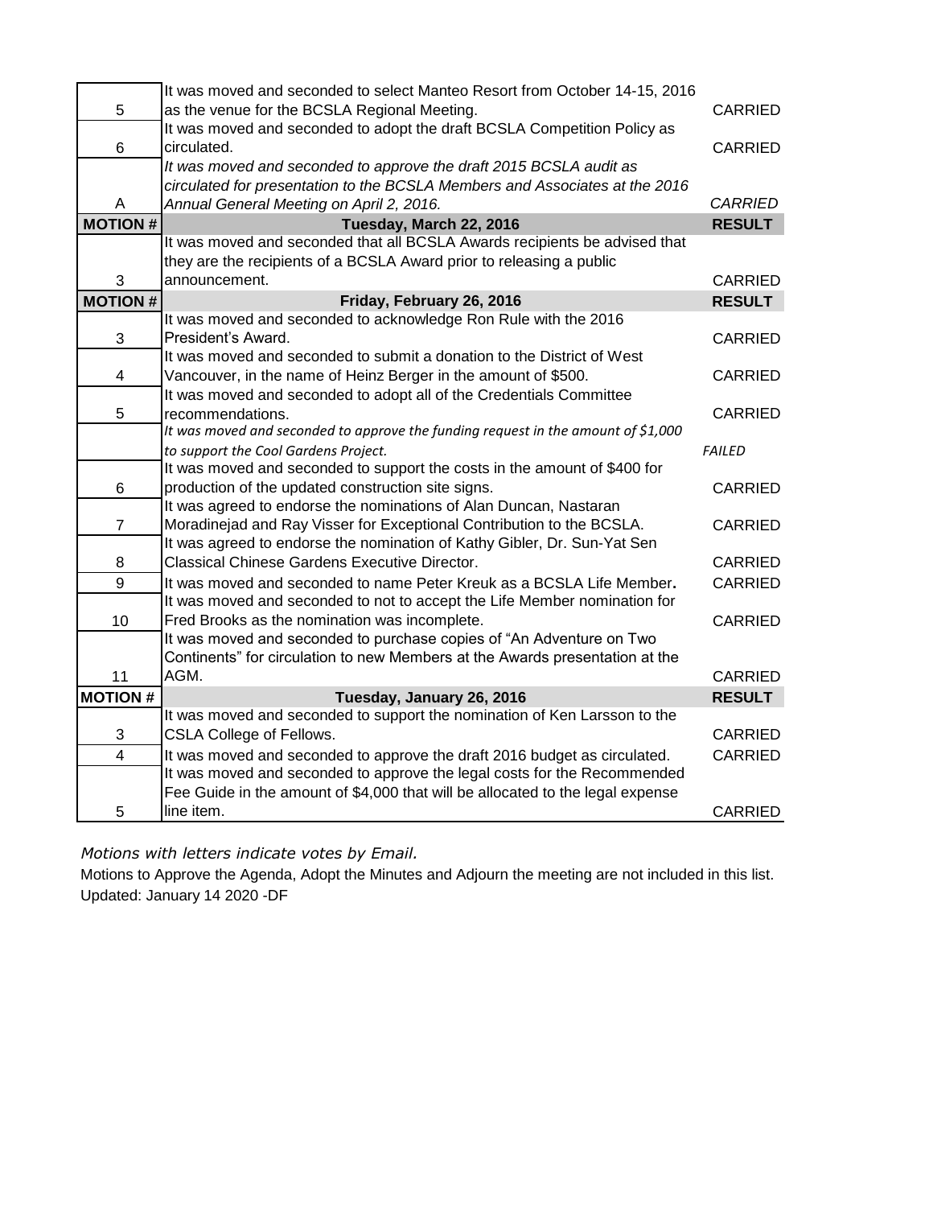| | | |
|---|---|---|
| 5 | It was moved and seconded to select Manteo Resort from October 14-15, 2016 as the venue for the BCSLA Regional Meeting. | CARRIED |
| 6 | It was moved and seconded to adopt the draft BCSLA Competition Policy as circulated. | CARRIED |
| *A* | *It was moved and seconded to approve the draft 2015 BCSLA audit as circulated for presentation to the BCSLA Members and Associates at the 2016 Annual General Meeting on April 2, 2016.* | *CARRIED* |
| **MOTION #** | **Tuesday, March 22, 2016** | **RESULT** |
| 3 | It was moved and seconded that all BCSLA Awards recipients be advised that they are the recipients of a BCSLA Award prior to releasing a public announcement. | CARRIED |
| **MOTION #** | **Friday, February 26, 2016** | **RESULT** |
| 3 | It was moved and seconded to acknowledge Ron Rule with the 2016 President's Award. | CARRIED |
| 4 | It was moved and seconded to submit a donation to the District of West Vancouver, in the name of Heinz Berger in the amount of $500. | CARRIED |
| 5 | It was moved and seconded to adopt all of the Credentials Committee recommendations. | CARRIED |
| | *It was moved and seconded to approve the funding request in the amount of $1,000 to support the Cool Gardens Project.* | *FAILED* |
| 6 | It was moved and seconded to support the costs in the amount of $400 for production of the updated construction site signs. | CARRIED |
| 7 | It was agreed to endorse the nominations of Alan Duncan, Nastaran Moradinejad and Ray Visser for Exceptional Contribution to the BCSLA. | CARRIED |
| 8 | It was agreed to endorse the nomination of Kathy Gibler, Dr. Sun-Yat Sen Classical Chinese Gardens Executive Director. | CARRIED |
| 9 | It was moved and seconded to name Peter Kreuk as a BCSLA Life Member. | CARRIED |
| 10 | It was moved and seconded to not to accept the Life Member nomination for Fred Brooks as the nomination was incomplete. | CARRIED |
| 11 | It was moved and seconded to purchase copies of "An Adventure on Two Continents" for circulation to new Members at the Awards presentation at the AGM. | CARRIED |
| **MOTION #** | **Tuesday, January 26, 2016** | **RESULT** |
| 3 | It was moved and seconded to support the nomination of Ken Larsson to the CSLA College of Fellows. | CARRIED |
| 4 | It was moved and seconded to approve the draft 2016 budget as circulated. | CARRIED |
| 5 | It was moved and seconded to approve the legal costs for the Recommended Fee Guide in the amount of $4,000 that will be allocated to the legal expense line item. | CARRIED |

*Motions with letters indicate votes by Email.*

Motions to Approve the Agenda, Adopt the Minutes and Adjourn the meeting are not included in this list.

Updated: January 14 2020 -DF